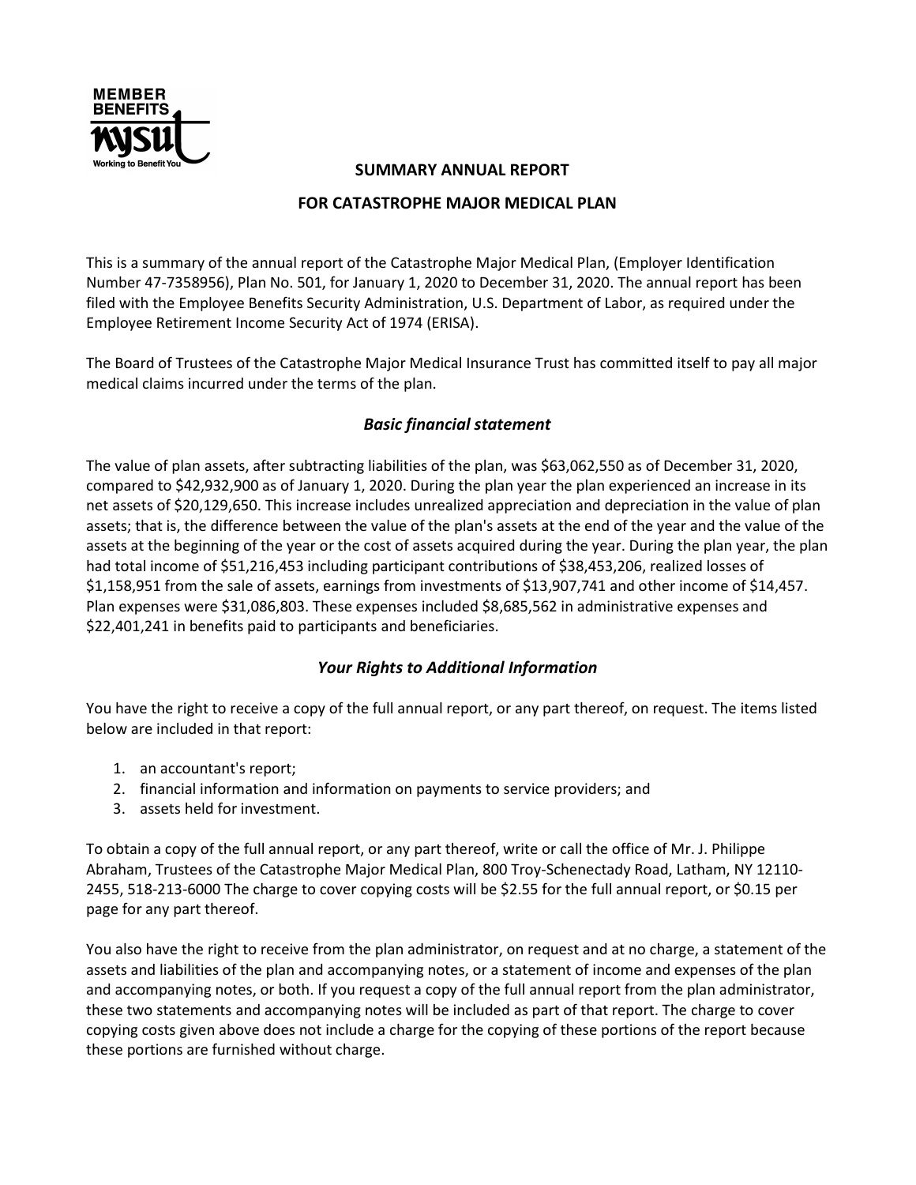MEMBER BENEFITS NYSUT
Working to Benefit You

# SUMMARY ANNUAL REPORT

## FOR CATASTROPHE MAJOR MEDICAL PLAN

This is a summary of the annual report of the Catastrophe Major Medical Plan, (Employer Identification Number 47-7358956), Plan No. 501, for January 1, 2020 to December 31, 2020. The annual report has been filed with the Employee Benefits Security Administration, U.S. Department of Labor, as required under the Employee Retirement Income Security Act of 1974 (ERISA).

The Board of Trustees of the Catastrophe Major Medical Insurance Trust has committed itself to pay all major medical claims incurred under the terms of the plan.

### *Basic financial statement*

The value of plan assets, after subtracting liabilities of the plan, was $63,062,550 as of December 31, 2020, compared to $42,932,900 as of January 1, 2020. During the plan year the plan experienced an increase in its net assets of $20,129,650. This increase includes unrealized appreciation and depreciation in the value of plan assets; that is, the difference between the value of the plan's assets at the end of the year and the value of the assets at the beginning of the year or the cost of assets acquired during the year. During the plan year, the plan had total income of $51,216,453 including participant contributions of $38,453,206, realized losses of $1,158,951 from the sale of assets, earnings from investments of $13,907,741 and other income of $14,457. Plan expenses were $31,086,803. These expenses included $8,685,562 in administrative expenses and $22,401,241 in benefits paid to participants and beneficiaries.

### *Your Rights to Additional Information*

You have the right to receive a copy of the full annual report, or any part thereof, on request. The items listed below are included in that report:

1. an accountant's report;
2. financial information and information on payments to service providers; and
3. assets held for investment.

To obtain a copy of the full annual report, or any part thereof, write or call the office of Mr. J. Philippe Abraham, Trustees of the Catastrophe Major Medical Plan, 800 Troy-Schenectady Road, Latham, NY 12110-2455, 518-213-6000 The charge to cover copying costs will be $2.55 for the full annual report, or $0.15 per page for any part thereof.

You also have the right to receive from the plan administrator, on request and at no charge, a statement of the assets and liabilities of the plan and accompanying notes, or a statement of income and expenses of the plan and accompanying notes, or both. If you request a copy of the full annual report from the plan administrator, these two statements and accompanying notes will be included as part of that report. The charge to cover copying costs given above does not include a charge for the copying of these portions of the report because these portions are furnished without charge.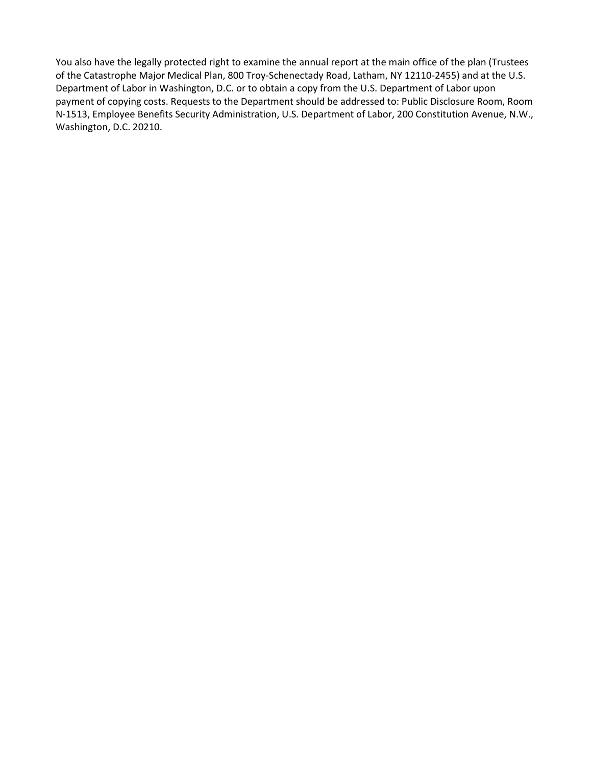You also have the legally protected right to examine the annual report at the main office of the plan (Trustees of the Catastrophe Major Medical Plan, 800 Troy-Schenectady Road, Latham, NY 12110-2455) and at the U.S. Department of Labor in Washington, D.C. or to obtain a copy from the U.S. Department of Labor upon payment of copying costs. Requests to the Department should be addressed to: Public Disclosure Room, Room N-1513, Employee Benefits Security Administration, U.S. Department of Labor, 200 Constitution Avenue, N.W., Washington, D.C. 20210.